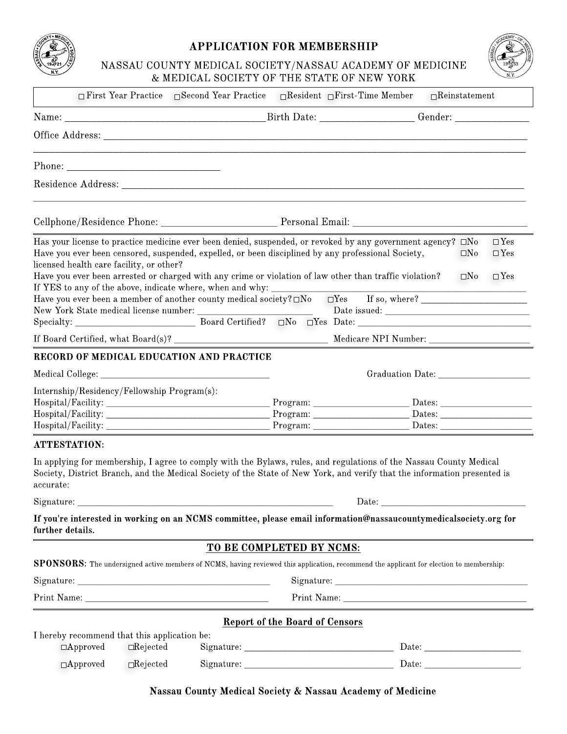# APPLICATION FOR MEMBERSHIP

NASSAU COUNTY MEDICAL SOCIETY/NASSAU ACADEMY OF MEDICINE
& MEDICAL SOCIETY OF THE STATE OF NEW YORK

☐ First Year Practice ☐ Second Year Practice ☐ Resident ☐ First-Time Member ☐ Reinstatement

Name: ________________________ Birth Date: ______________ Gender: ____________

Office Address: ____________________________________________________________

____________________________________________________________

Phone: ______________________

Residence Address: ____________________________________________________________

____________________________________________________________

Cellphone/Residence Phone: ________________ Personal Email: ________________________

Has your license to practice medicine ever been denied, suspended, or revoked by any government agency? ☐No ☐Yes

Have you ever been censored, suspended, expelled, or been disciplined by any professional Society, licensed health care facility, or other? ☐No ☐Yes

Have you ever been arrested or charged with any crime or violation of law other than traffic violation? ☐No ☐Yes

If YES to any of the above, indicate where, when and why: ________________________________

Have you ever been a member of another county medical society? ☐No ☐Yes If so, where? ________________

New York State medical license number: ________________ Date issued: ____________________

Specialty: ________________ Board Certified? ☐No ☐Yes Date: ________________________

If Board Certified, what Board(s)? ______________________ Medicare NPI Number: ________________

## RECORD OF MEDICAL EDUCATION AND PRACTICE

Medical College: ________________________ Graduation Date: ______________

Internship/Residency/Fellowship Program(s):

Hospital/Facility: ________________________ Program: ______________ Dates: ______________

Hospital/Facility: ________________________ Program: ______________ Dates: ______________

Hospital/Facility: ________________________ Program: ______________ Dates: ______________

## ATTESTATION:

In applying for membership, I agree to comply with the Bylaws, rules, and regulations of the Nassau County Medical Society, District Branch, and the Medical Society of the State of New York, and verify that the information presented is accurate:

Signature: ______________________________________ Date: ______________________

**If you're interested in working on an NCMS committee, please email information@nassaucountymedicalsociety.org for further details.**

## TO BE COMPLETED BY NCMS:

**SPONSORS:** The undersigned active members of NCMS, having reviewed this application, recommend the applicant for election to membership:

Signature: ______________________________ Signature: ______________________________

Print Name: ______________________________ Print Name: ______________________________

## Report of the Board of Censors

I hereby recommend that this application be:

☐Approved ☐Rejected Signature: ________________________ Date: ______________

☐Approved ☐Rejected Signature: ________________________ Date: ______________

**Nassau County Medical Society & Nassau Academy of Medicine**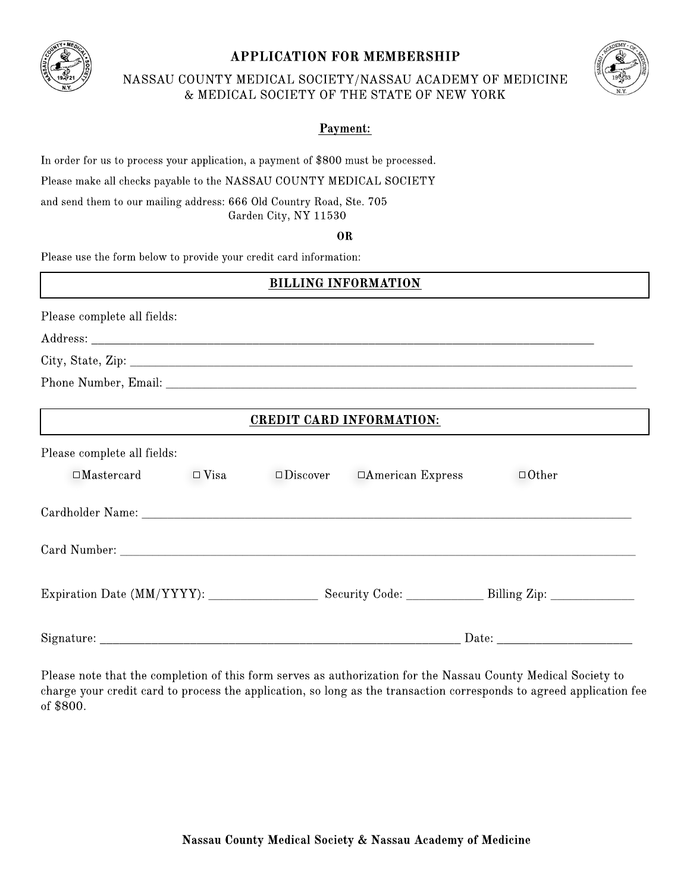# APPLICATION FOR MEMBERSHIP

NASSAU COUNTY MEDICAL SOCIETY/NASSAU ACADEMY OF MEDICINE
& MEDICAL SOCIETY OF THE STATE OF NEW YORK

**Payment:**

In order for us to process your application, a payment of $800 must be processed.

Please make all checks payable to the NASSAU COUNTY MEDICAL SOCIETY

and send them to our mailing address: 666 Old Country Road, Ste. 705
Garden City, NY 11530

**OR**

Please use the form below to provide your credit card information:

## BILLING INFORMATION

Please complete all fields:

Address: ______________________________________________________________________

City, State, Zip: ______________________________________________________________

Phone Number, Email: __________________________________________________________

## CREDIT CARD INFORMATION:

Please complete all fields:

☐ Mastercard ☐ Visa ☐ Discover ☐ American Express ☐ Other

Cardholder Name: ______________________________________________________________

Card Number: _________________________________________________________________

Expiration Date (MM/YYYY): ________________ Security Code: ___________ Billing Zip: ____________

Signature: _______________________________________________ Date: ____________________

Please note that the completion of this form serves as authorization for the Nassau County Medical Society to charge your credit card to process the application, so long as the transaction corresponds to agreed application fee of $800.

**Nassau County Medical Society & Nassau Academy of Medicine**